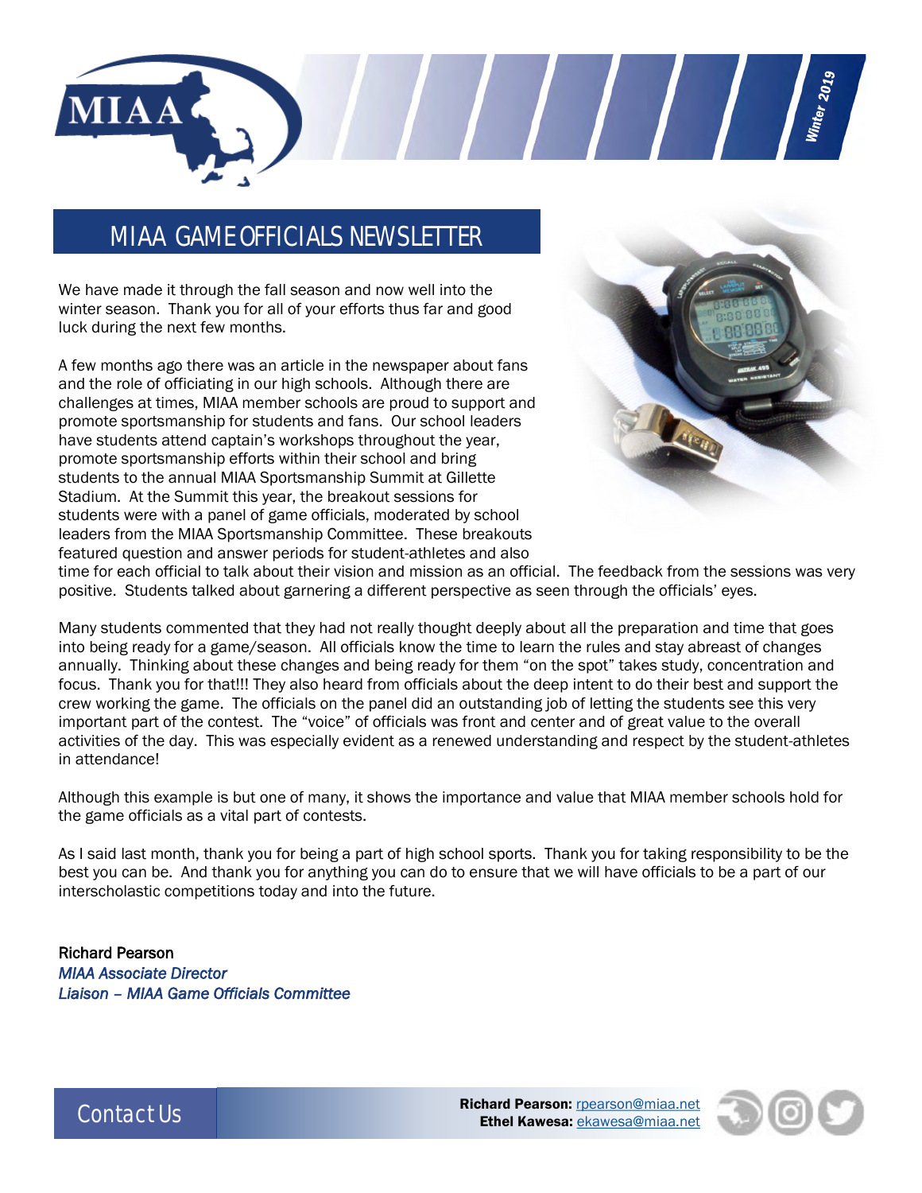Winter 2019

# MIAA GAME OFFICIALS NEWSLETTER

We have made it through the fall season and now well into the winter season. Thank you for all of your efforts thus far and good luck during the next few months.

A few months ago there was an article in the newspaper about fans and the role of officiating in our high schools. Although there are challenges at times, MIAA member schools are proud to support and promote sportsmanship for students and fans. Our school leaders have students attend captain's workshops throughout the year, promote sportsmanship efforts within their school and bring students to the annual MIAA Sportsmanship Summit at Gillette Stadium. At the Summit this year, the breakout sessions for students were with a panel of game officials, moderated by school leaders from the MIAA Sportsmanship Committee. These breakouts featured question and answer periods for student-athletes and also time for each official to talk about their vision and mission as an official. The feedback from the sessions was very positive. Students talked about garnering a different perspective as seen through the officials' eyes.

Many students commented that they had not really thought deeply about all the preparation and time that goes into being ready for a game/season. All officials know the time to learn the rules and stay abreast of changes annually. Thinking about these changes and being ready for them "on the spot" takes study, concentration and focus. Thank you for that!!! They also heard from officials about the deep intent to do their best and support the crew working the game. The officials on the panel did an outstanding job of letting the students see this very important part of the contest. The "voice" of officials was front and center and of great value to the overall activities of the day. This was especially evident as a renewed understanding and respect by the student-athletes in attendance!

Although this example is but one of many, it shows the importance and value that MIAA member schools hold for the game officials as a vital part of contests.

As I said last month, thank you for being a part of high school sports. Thank you for taking responsibility to be the best you can be. And thank you for anything you can do to ensure that we will have officials to be a part of our interscholastic competitions today and into the future.

Richard Pearson
*MIAA Associate Director*
*Liaison – MIAA Game Officials Committee*

## Contact Us

**Richard Pearson:** rpearson@miaa.net
**Ethel Kawesa:** ekawesa@miaa.net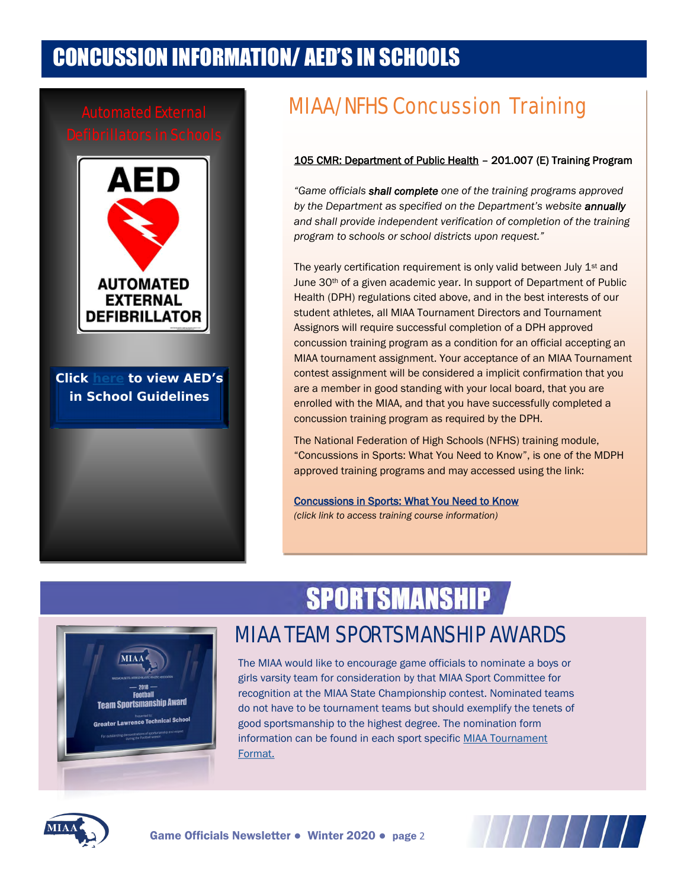# CONCUSSION INFORMATION/ AED'S IN SCHOOLS

## Automated External Defibrillators in Schools

AED

AUTOMATED EXTERNAL DEFIBRILLATOR

**Click here to view AED's in School Guidelines**

## MIAA/NFHS Concussion Training

105 CMR: Department of Public Health – 201.007 (E) Training Program

*"Game officials **shall complete** one of the training programs approved by the Department as specified on the Department's website **annually** and shall provide independent verification of completion of the training program to schools or school districts upon request."*

The yearly certification requirement is only valid between July 1st and June 30th of a given academic year. In support of Department of Public Health (DPH) regulations cited above, and in the best interests of our student athletes, all MIAA Tournament Directors and Tournament Assignors will require successful completion of a DPH approved concussion training program as a condition for an official accepting an MIAA tournament assignment. Your acceptance of an MIAA Tournament contest assignment will be considered a implicit confirmation that you are a member in good standing with your local board, that you are enrolled with the MIAA, and that you have successfully completed a concussion training program as required by the DPH.

The National Federation of High Schools (NFHS) training module, "Concussions in Sports: What You Need to Know", is one of the MDPH approved training programs and may accessed using the link:

Concussions in Sports: What You Need to Know
*(click link to access training course information)*

# SPORTSMANSHIP

MIAA — Massachusetts Interscholastic Athletic Association — 2018 — Football Team Sportsmanship Award — Presented to: Greater Lawrence Technical School — For outstanding demonstrations of sportsmanship and respect during the Football season.

## MIAA TEAM SPORTSMANSHIP AWARDS

The MIAA would like to encourage game officials to nominate a boys or girls varsity team for consideration by that MIAA Sport Committee for recognition at the MIAA State Championship contest. Nominated teams do not have to be tournament teams but should exemplify the tenets of good sportsmanship to the highest degree. The nomination form information can be found in each sport specific MIAA Tournament Format.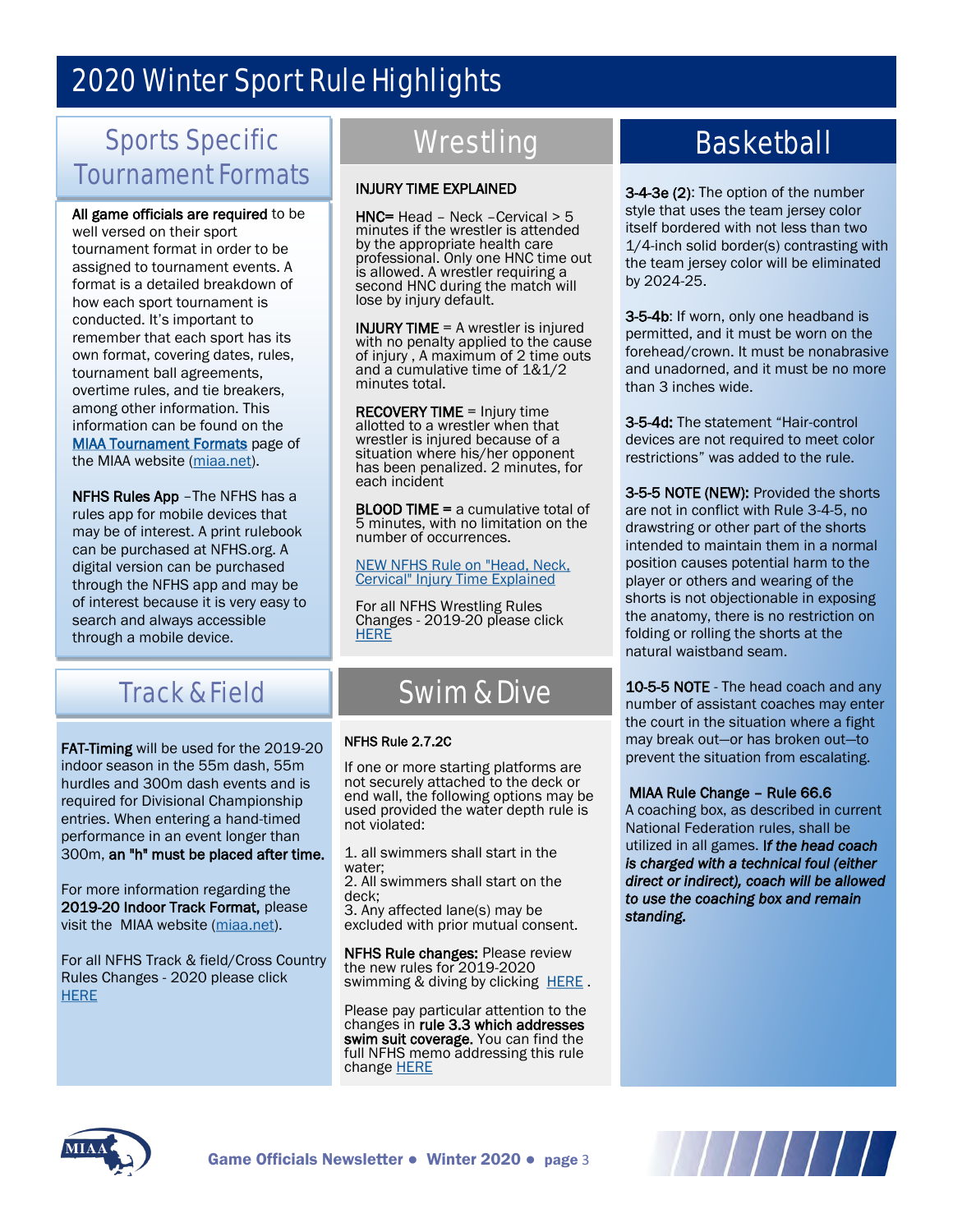# 2020 Winter Sport Rule Highlights

## Sports Specific Tournament Formats

**All game officials are required** to be well versed on their sport tournament format in order to be assigned to tournament events. A format is a detailed breakdown of how each sport tournament is conducted. It's important to remember that each sport has its own format, covering dates, rules, tournament ball agreements, overtime rules, and tie breakers, among other information. This information can be found on the **MIAA Tournament Formats** page of the MIAA website (miaa.net).

**NFHS Rules App** –The NFHS has a rules app for mobile devices that may be of interest. A print rulebook can be purchased at NFHS.org. A digital version can be purchased through the NFHS app and may be of interest because it is very easy to search and always accessible through a mobile device.

## Track & Field

**FAT-Timing** will be used for the 2019-20 indoor season in the 55m dash, 55m hurdles and 300m dash events and is required for Divisional Championship entries. When entering a hand-timed performance in an event longer than 300m, **an "h" must be placed after time.**

For more information regarding the **2019-20 Indoor Track Format,** please visit the MIAA website (miaa.net).

For all NFHS Track & field/Cross Country Rules Changes - 2020 please click HERE

## Wrestling

INJURY TIME EXPLAINED

**HNC=** Head – Neck –Cervical > 5 minutes if the wrestler is attended by the appropriate health care professional. Only one HNC time out is allowed. A wrestler requiring a second HNC during the match will lose by injury default.

**INJURY TIME** = A wrestler is injured with no penalty applied to the cause of injury , A maximum of 2 time outs and a cumulative time of 1&1/2 minutes total.

**RECOVERY TIME** = Injury time allotted to a wrestler when that wrestler is injured because of a situation where his/her opponent has been penalized. 2 minutes, for each incident

**BLOOD TIME =** a cumulative total of 5 minutes, with no limitation on the number of occurrences.

NEW NFHS Rule on "Head, Neck, Cervical" Injury Time Explained

For all NFHS Wrestling Rules Changes - 2019-20 please click HERE

## Swim & Dive

NFHS Rule 2.7.2C

If one or more starting platforms are not securely attached to the deck or end wall, the following options may be used provided the water depth rule is not violated:

1. all swimmers shall start in the water;
2. All swimmers shall start on the deck;
3. Any affected lane(s) may be excluded with prior mutual consent.

**NFHS Rule changes:** Please review the new rules for 2019-2020 swimming & diving by clicking HERE .

Please pay particular attention to the changes in **rule 3.3 which addresses swim suit coverage.** You can find the full NFHS memo addressing this rule change HERE

## Basketball

**3-4-3e (2)**: The option of the number style that uses the team jersey color itself bordered with not less than two 1/4-inch solid border(s) contrasting with the team jersey color will be eliminated by 2024-25.

**3-5-4b**: If worn, only one headband is permitted, and it must be worn on the forehead/crown. It must be nonabrasive and unadorned, and it must be no more than 3 inches wide.

**3-5-4d:** The statement "Hair-control devices are not required to meet color restrictions" was added to the rule.

**3-5-5 NOTE (NEW):** Provided the shorts are not in conflict with Rule 3-4-5, no drawstring or other part of the shorts intended to maintain them in a normal position causes potential harm to the player or others and wearing of the shorts is not objectionable in exposing the anatomy, there is no restriction on folding or rolling the shorts at the natural waistband seam.

**10-5-5 NOTE** - The head coach and any number of assistant coaches may enter the court in the situation where a fight may break out—or has broken out—to prevent the situation from escalating.

**MIAA Rule Change – Rule 66.6**
A coaching box, as described in current National Federation rules, shall be utilized in all games. ***If the head coach is charged with a technical foul (either direct or indirect), coach will be allowed to use the coaching box and remain standing.***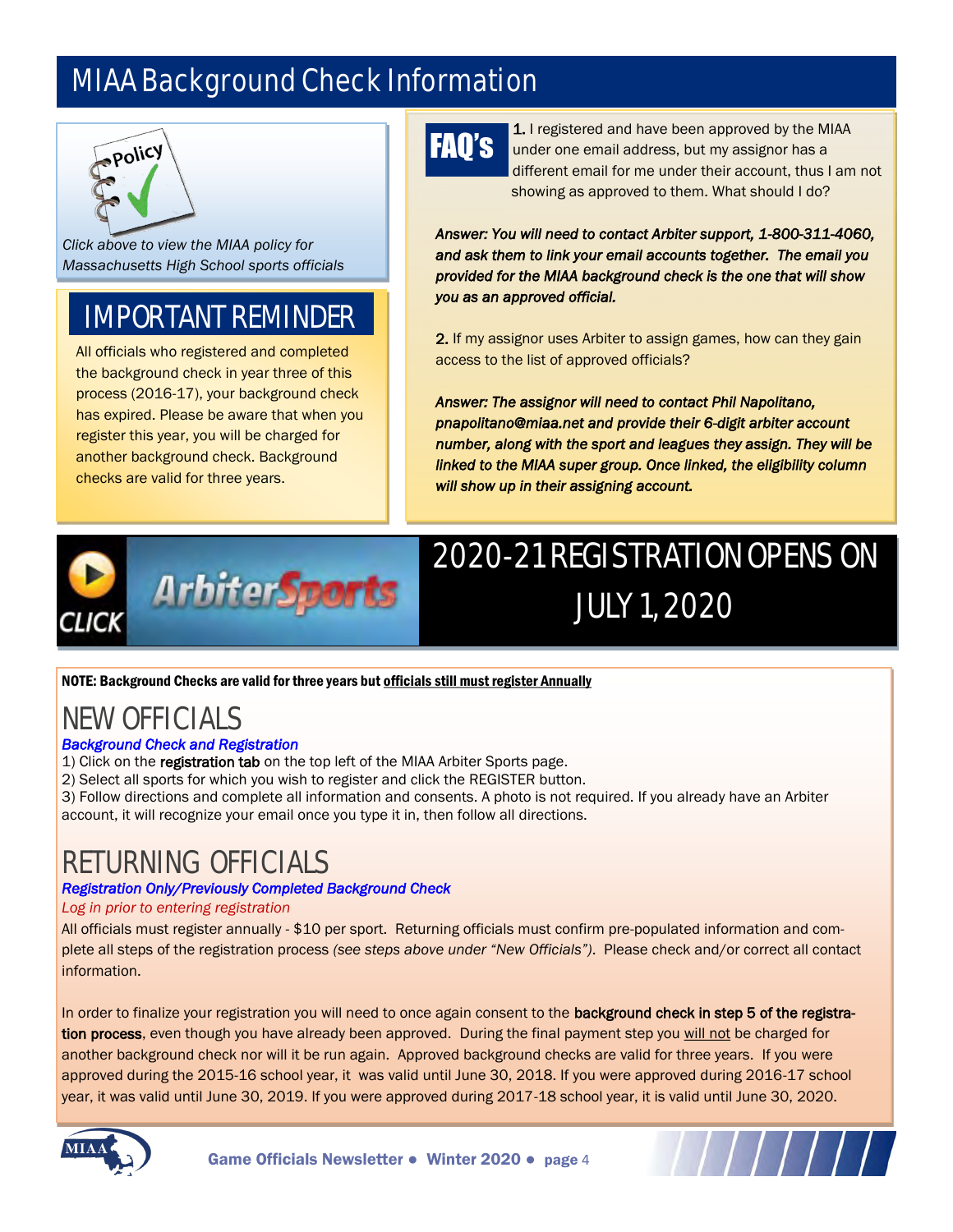# MIAA Background Check Information

*Click above to view the MIAA policy for Massachusetts High School sports officials*

## IMPORTANT REMINDER

All officials who registered and completed the background check in year three of this process (2016-17), your background check has expired. Please be aware that when you register this year, you will be charged for another background check. Background checks are valid for three years.

## FAQ's

**1.** I registered and have been approved by the MIAA under one email address, but my assignor has a different email for me under their account, thus I am not showing as approved to them. What should I do?

***Answer: You will need to contact Arbiter support, 1-800-311-4060, and ask them to link your email accounts together. The email you provided for the MIAA background check is the one that will show you as an approved official.***

**2.** If my assignor uses Arbiter to assign games, how can they gain access to the list of approved officials?

***Answer: The assignor will need to contact Phil Napolitano, pnapolitano@miaa.net and provide their 6-digit arbiter account number, along with the sport and leagues they assign. They will be linked to the MIAA super group. Once linked, the eligibility column will show up in their assigning account.***

CLICK ArbiterSports

## 2020-21 REGISTRATION OPENS ON JULY 1, 2020

**NOTE: Background Checks are valid for three years but <u>officials still must register Annually</u>**

## NEW OFFICIALS

***Background Check and Registration***

1) Click on the **registration tab** on the top left of the MIAA Arbiter Sports page.
2) Select all sports for which you wish to register and click the REGISTER button.
3) Follow directions and complete all information and consents. A photo is not required. If you already have an Arbiter account, it will recognize your email once you type it in, then follow all directions.

## RETURNING OFFICIALS

***Registration Only/Previously Completed Background Check***

*Log in prior to entering registration*

All officials must register annually - $10 per sport. Returning officials must confirm pre-populated information and complete all steps of the registration process *(see steps above under "New Officials")*. Please check and/or correct all contact information.

In order to finalize your registration you will need to once again consent to the **background check in step 5 of the registration process**, even though you have already been approved. During the final payment step you <u>will not</u> be charged for another background check nor will it be run again. Approved background checks are valid for three years. If you were approved during the 2015-16 school year, it was valid until June 30, 2018. If you were approved during 2016-17 school year, it was valid until June 30, 2019. If you were approved during 2017-18 school year, it is valid until June 30, 2020.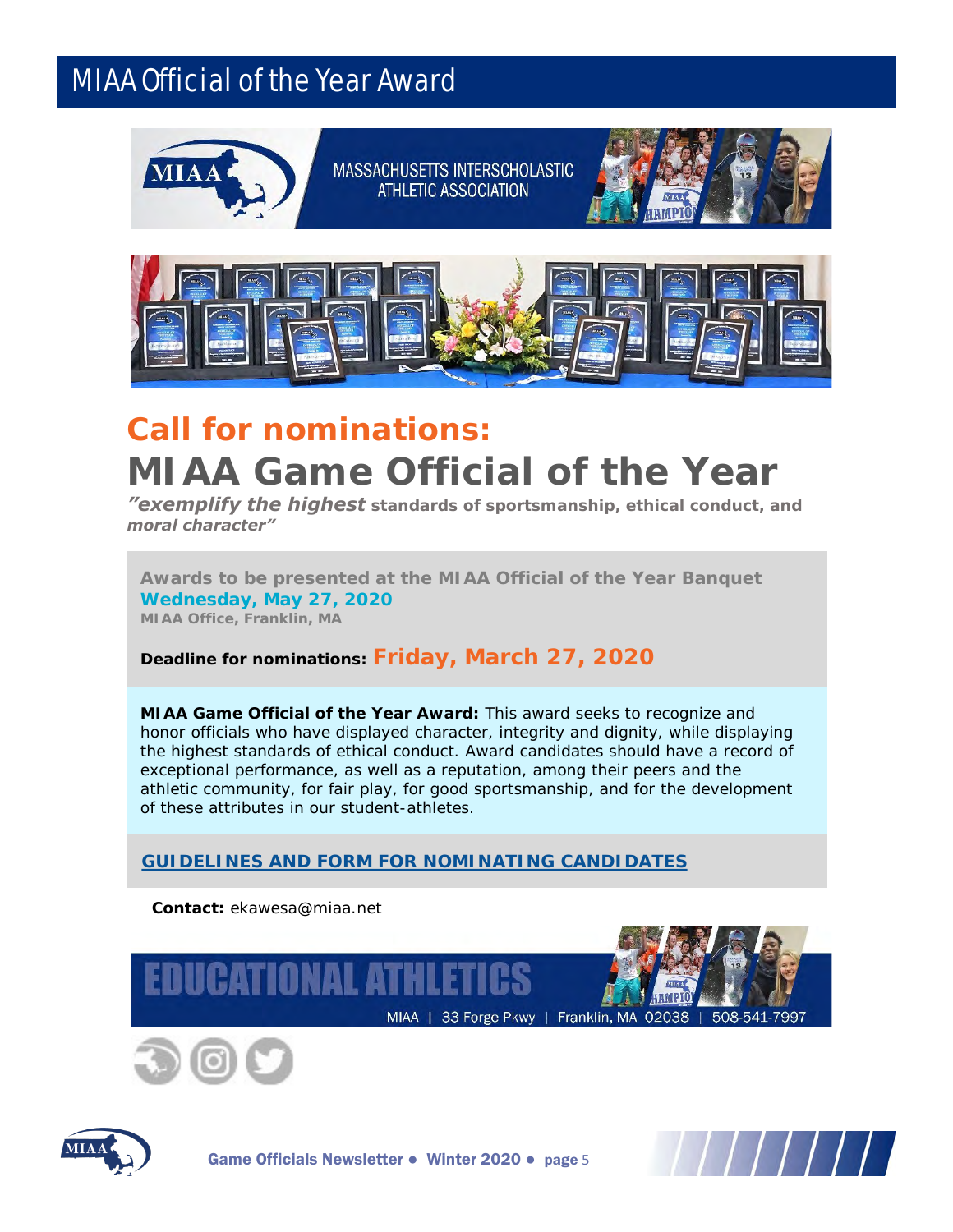# MIAA Official of the Year Award

MASSACHUSETTS INTERSCHOLASTIC ATHLETIC ASSOCIATION

## Call for nominations:

# MIAA Game Official of the Year

***"exemplify the highest*** **standards of sportsmanship, ethical conduct, and** ***moral character"***

**Awards to be presented at the MIAA Official of the Year Banquet**
**Wednesday, May 27, 2020**
**MIAA Office, Franklin, MA**

**Deadline for nominations: Friday, March 27, 2020**

**MIAA Game Official of the Year Award:** This award seeks to recognize and honor officials who have displayed character, integrity and dignity, while displaying the highest standards of ethical conduct. Award candidates should have a record of exceptional performance, as well as a reputation, among their peers and the athletic community, for fair play, for good sportsmanship, and for the development of these attributes in our student-athletes.

**GUIDELINES AND FORM FOR NOMINATING CANDIDATES**

**Contact:** ekawesa@miaa.net

EDUCATIONAL ATHLETICS

MIAA | 33 Forge Pkwy | Franklin, MA 02038 | 508-541-7997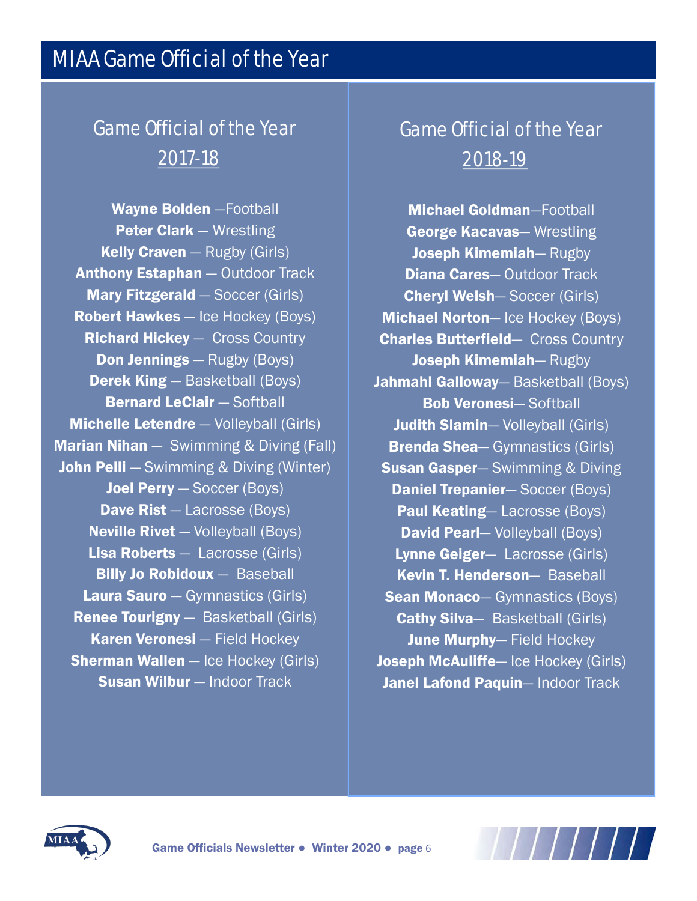# MIAA Game Official of the Year

## Game Official of the Year 2017-18

**Wayne Bolden** —Football
**Peter Clark** — Wrestling
**Kelly Craven** — Rugby (Girls)
**Anthony Estaphan** — Outdoor Track
**Mary Fitzgerald** — Soccer (Girls)
**Robert Hawkes** — Ice Hockey (Boys)
**Richard Hickey** — Cross Country
**Don Jennings** — Rugby (Boys)
**Derek King** — Basketball (Boys)
**Bernard LeClair** — Softball
**Michelle Letendre** — Volleyball (Girls)
**Marian Nihan** — Swimming & Diving (Fall)
**John Pelli** — Swimming & Diving (Winter)
**Joel Perry** — Soccer (Boys)
**Dave Rist** — Lacrosse (Boys)
**Neville Rivet** — Volleyball (Boys)
**Lisa Roberts** — Lacrosse (Girls)
**Billy Jo Robidoux** — Baseball
**Laura Sauro** — Gymnastics (Girls)
**Renee Tourigny** — Basketball (Girls)
**Karen Veronesi** — Field Hockey
**Sherman Wallen** — Ice Hockey (Girls)
**Susan Wilbur** — Indoor Track

## Game Official of the Year 2018-19

**Michael Goldman**—Football
**George Kacavas**— Wrestling
**Joseph Kimemiah**— Rugby
**Diana Cares**— Outdoor Track
**Cheryl Welsh**— Soccer (Girls)
**Michael Norton**— Ice Hockey (Boys)
**Charles Butterfield**— Cross Country
**Joseph Kimemiah**— Rugby
**Jahmahl Galloway**— Basketball (Boys)
**Bob Veronesi**— Softball
**Judith Slamin**— Volleyball (Girls)
**Brenda Shea**— Gymnastics (Girls)
**Susan Gasper**— Swimming & Diving
**Daniel Trepanier**— Soccer (Boys)
**Paul Keating**— Lacrosse (Boys)
**David Pearl**— Volleyball (Boys)
**Lynne Geiger**— Lacrosse (Girls)
**Kevin T. Henderson**— Baseball
**Sean Monaco**— Gymnastics (Boys)
**Cathy Silva**— Basketball (Girls)
**June Murphy**— Field Hockey
**Joseph McAuliffe**— Ice Hockey (Girls)
**Janel Lafond Paquin**— Indoor Track